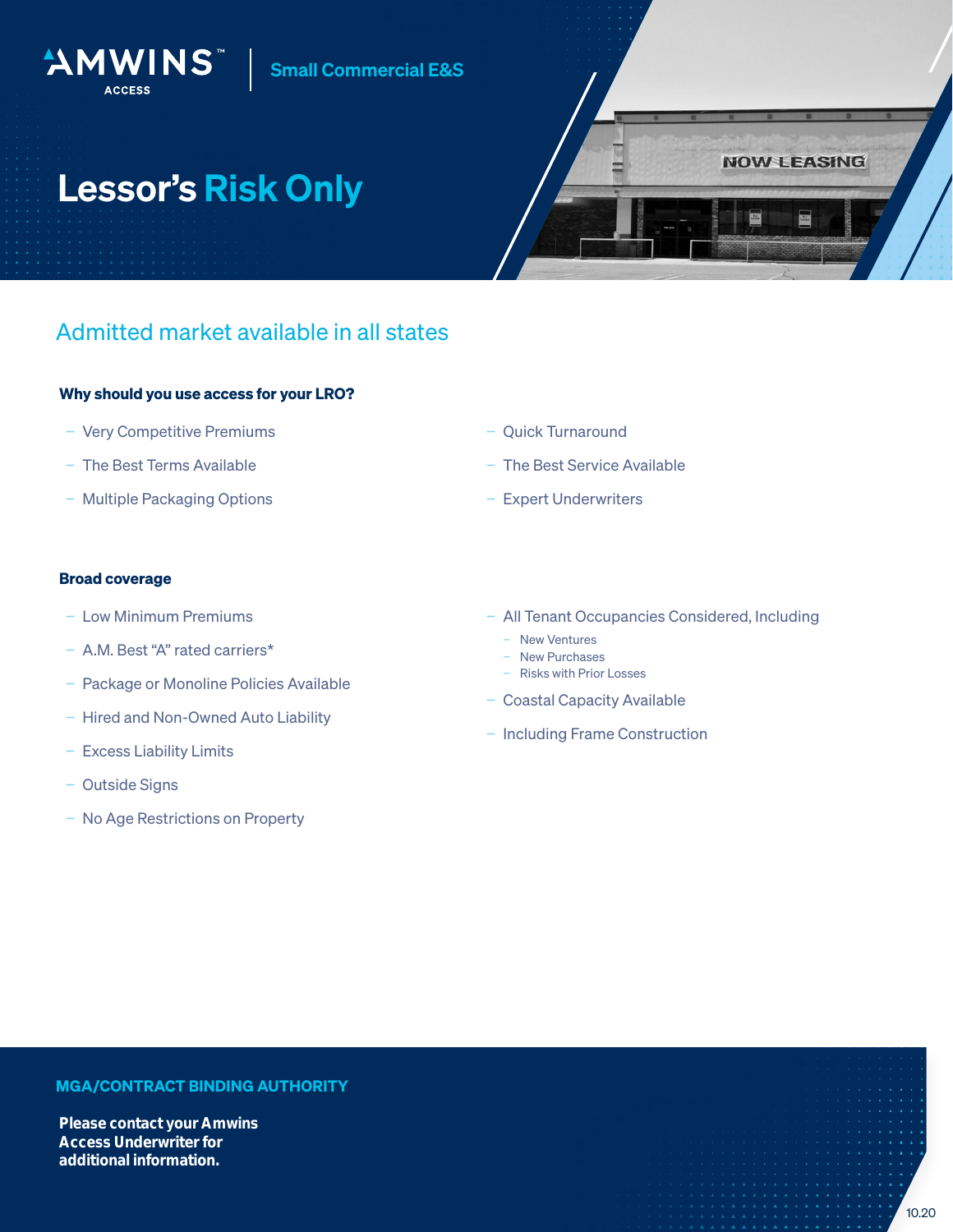AMWINS™ ACCESS | Small Commercial E&S

# Lessor's Risk Only

## Admitted market available in all states

### Why should you use access for your LRO?

- Very Competitive Premiums
- The Best Terms Available
- Multiple Packaging Options
- Quick Turnaround
- The Best Service Available
- Expert Underwriters

### Broad coverage

- Low Minimum Premiums
- A.M. Best "A" rated carriers*
- Package or Monoline Policies Available
- Hired and Non-Owned Auto Liability
- Excess Liability Limits
- Outside Signs
- No Age Restrictions on Property
- All Tenant Occupancies Considered, Including
  - New Ventures
  - New Purchases
  - Risks with Prior Losses
- Coastal Capacity Available
- Including Frame Construction

## MGA/CONTRACT BINDING AUTHORITY

**Please contact your Amwins Access Underwriter for additional information.**

10.20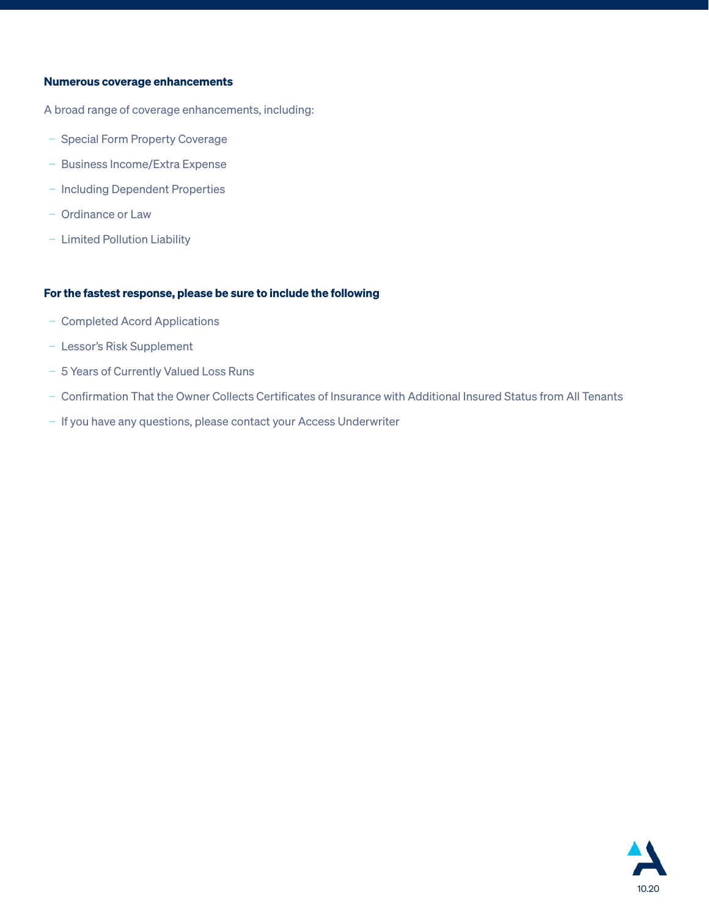**Numerous coverage enhancements**

A broad range of coverage enhancements, including:

- Special Form Property Coverage
- Business Income/Extra Expense
- Including Dependent Properties
- Ordinance or Law
- Limited Pollution Liability

**For the fastest response, please be sure to include the following**

- Completed Acord Applications
- Lessor's Risk Supplement
- 5 Years of Currently Valued Loss Runs
- Confirmation That the Owner Collects Certificates of Insurance with Additional Insured Status from All Tenants
- If you have any questions, please contact your Access Underwriter

10.20